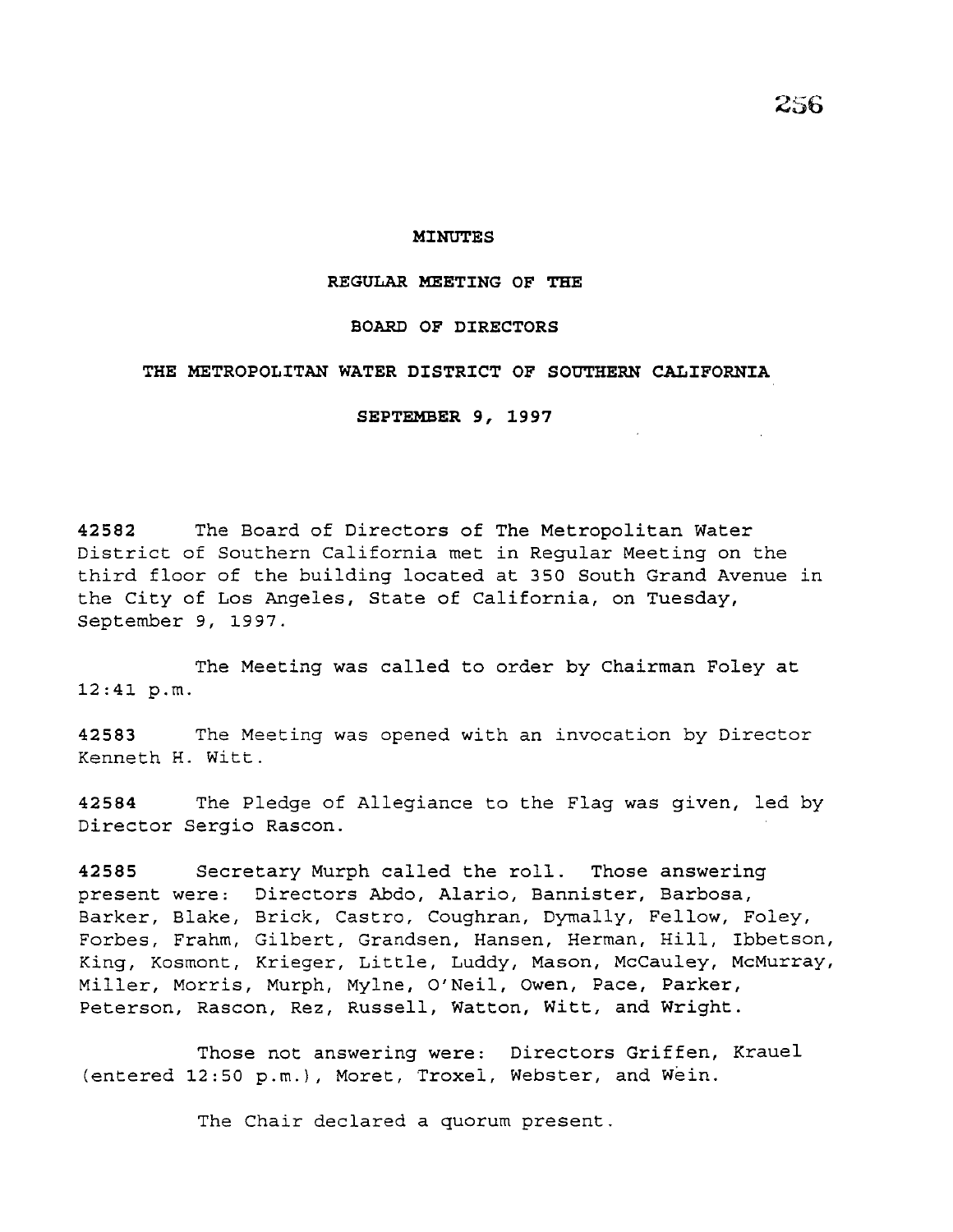# MINUTES

## REGULAR MEETING OF THE

## BOARD OF DIRECTORS

## THE METROPOLITAN WATER DISTRICT OF SOUTHERN CALIFORNIA

## SEPTEMBER 9, 1997

**42582** The Board of Directors of The Metropolitan Water District of Southern California met in Regular Meeting on the third floor of the building located at 350 South Grand Avenue in the City of Los Angeles, State of California, on Tuesday, September 9, 1997.

The Meeting was called to order by Chairman Foley at 12:41 p.m.

**42583** The Meeting was opened with an invocation by Director Kenneth H. Witt.

**42584** The Pledge of Allegiance to the Flag was given, led by Director Sergio Rascon.

**42585** Secretary Murph called the roll. Those answering present were: Directors Abdo, Alario, Bannister, Barbosa, Barker, Blake, Brick, Castro, Coughran, Dymally, Fellow, Foley, Forbes, Frahm, Gilbert, Grandsen, Hansen, Herman, Hill, Ibbetson, King, Kosmont, Krieger, Little, Luddy, Mason, McCauley, McMurray, Miller, Morris, Murph, Mylne, O'Neil, Owen, Pace, Parker, Peterson, Rascon, Rez, Russell, Watton, Witt, and Wright.

Those not answering were: Directors Griffen, Krauel (entered 12:50 p.m.), Moret, Troxel, Webster, and Wein.

The Chair declared a quorum present.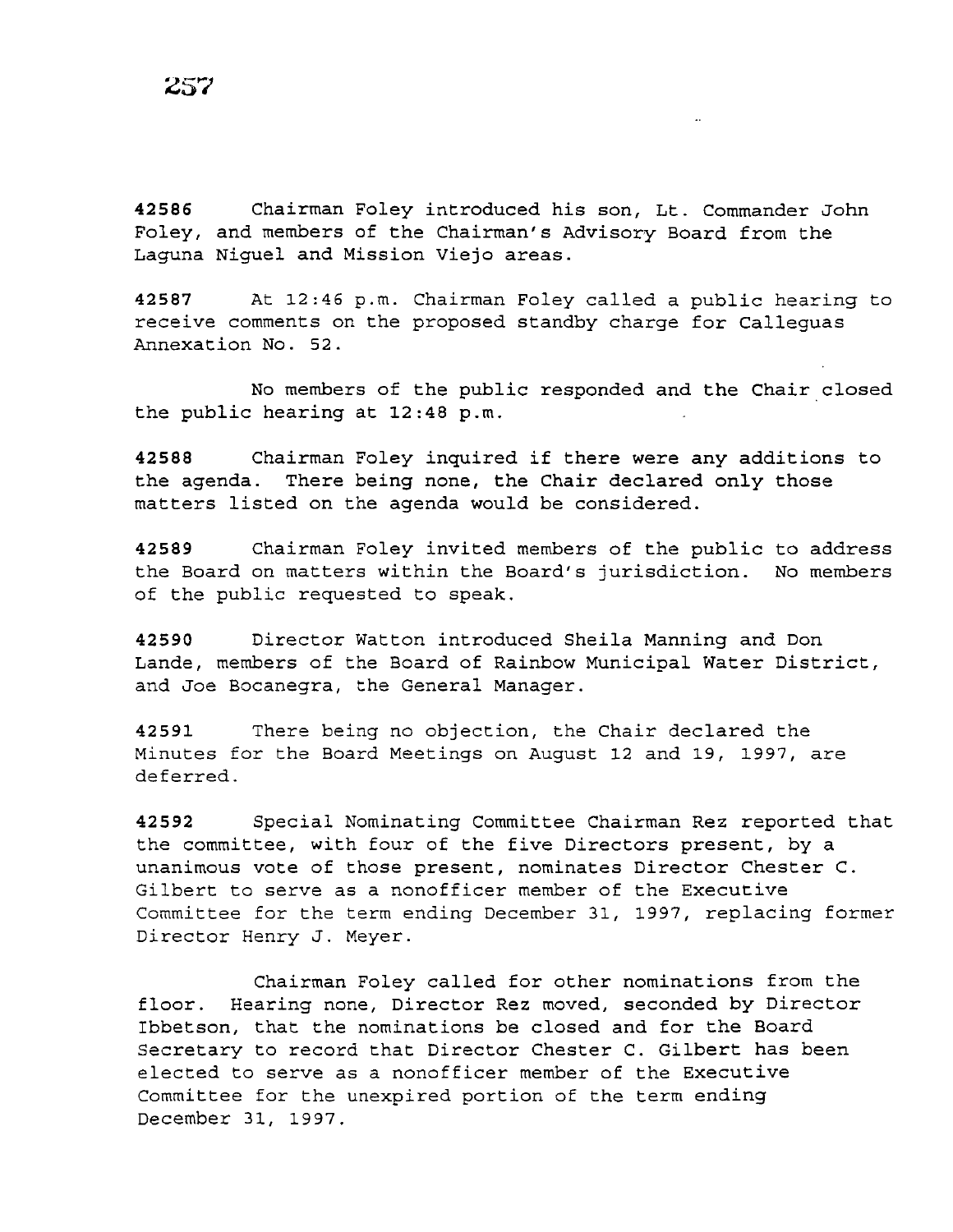**42586** Chairman Foley introduced his son, Lt. Commander John Foley, and members of the Chairman's Advisory Board from the Laguna Niguel and Mission Viejo areas.

**42587** At 12:46 p.m. Chairman Foley called a public hearing to receive comments on the proposed standby charge for Calleguas Annexation No. 52.

No members of the public responded and the Chair closed the public hearing at 12:48 p.m.

**42588** Chairman Foley inquired if there were any additions to the agenda. There being none, the Chair declared only those matters listed on the agenda would be considered.

**42589** Chairman Foley invited members of the public to address the Board on matters within the Board's jurisdiction. No members of the public requested to speak.

**42590** Director Watton introduced Sheila Manning and Don Lande, members of the Board of Rainbow Municipal Water District, and Joe Bocanegra, the General Manager.

**42591** There being no objection, the Chair declared the Minutes for the Board Meetings on August 12 and 19, 1997, are deferred.

**42592** Special Nominating Committee Chairman Rez reported that the committee, with four of the five Directors present, by a unanimous vote of those present, nominates Director Chester C. Gilbert to serve as a nonofficer member of the Executive Committee for the term ending December 31, 1997, replacing former Director Henry J. Meyer.

Chairman Foley called for other nominations from the floor. Hearing none, Director Rez moved, seconded by Director Ibbetson, that the nominations be closed and for the Board Secretary to record that Director Chester C. Gilbert has been elected to serve as a nonofficer member of the Executive Committee for the unexpired portion of the term ending December 31, 1997.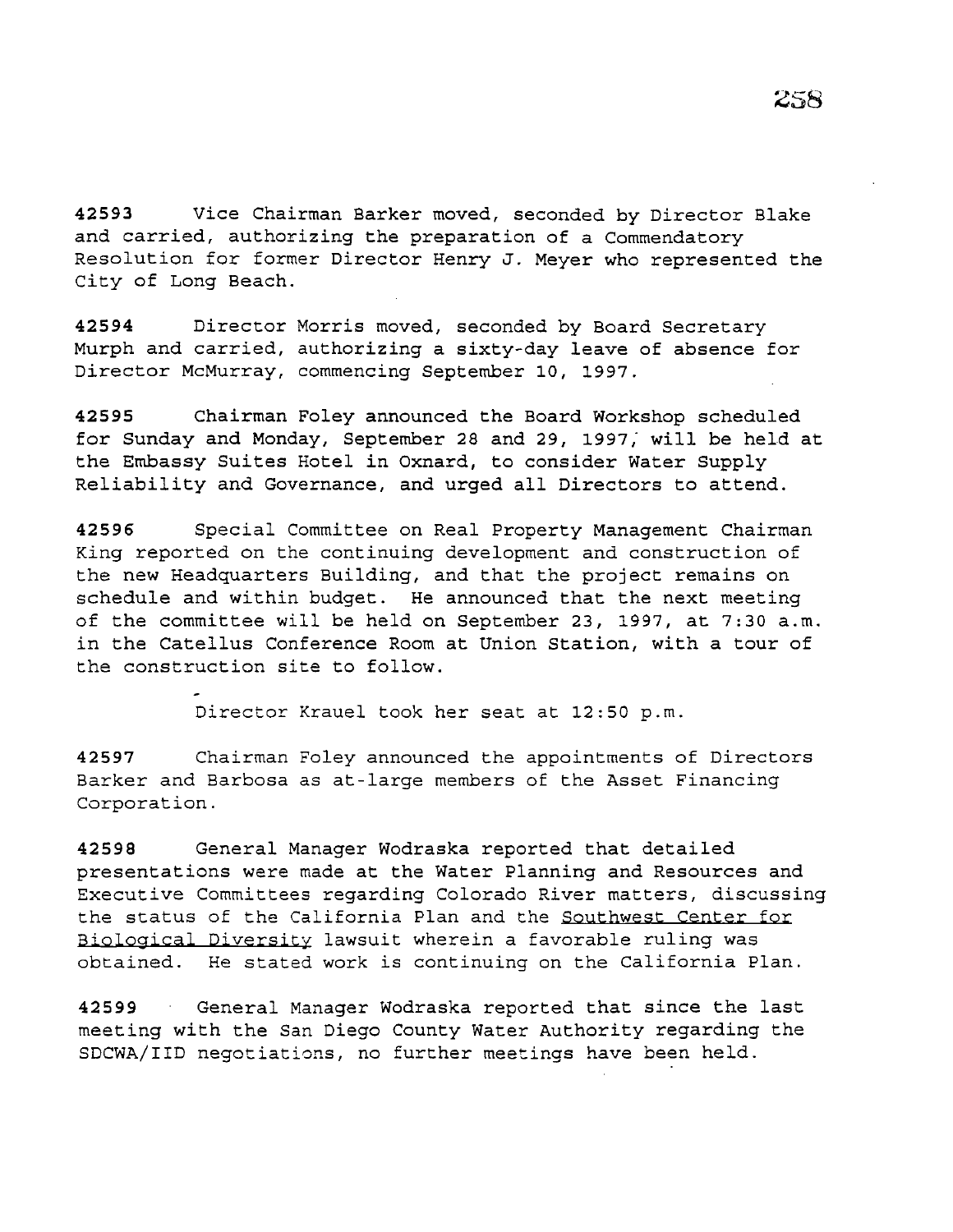**42593** Vice Chairman Barker moved, seconded by Director Blake and carried, authorizing the preparation of a Commendatory Resolution for former Director Henry J. Meyer who represented the City of Long Beach.

**42594** Director Morris moved, seconded by Board Secretary Murph and carried, authorizing a sixty-day leave of absence for Director McMurray, commencing September 10, 1997.

**42595** Chairman Foley announced the Board Workshop scheduled for Sunday and Monday, September 28 and 29, 1997, will be held at the Embassy Suites Hotel in Oxnard, to consider Water Supply Reliability and Governance, and urged all Directors to attend.

**42596** Special Committee on Real Property Management Chairman King reported on the continuing development and construction of the new Headquarters Building, and that the project remains on schedule and within budget. He announced that the next meeting of the committee will be held on September 23, 1997, at 7:30 a.m. in the Catellus Conference Room at Union Station, with a tour of the construction site to follow.

Director Krauel took her seat at 12:50 p.m.

**42597** Chairman Foley announced the appointments of Directors Barker and Barbosa as at-large members of the Asset Financing Corporation.

**42598** General Manager Wodraska reported that detailed presentations were made at the Water Planning and Resources and Executive Committees regarding Colorado River matters, discussing the status of the California Plan and the Southwest Center for Biological Diversity lawsuit wherein a favorable ruling was obtained. He stated work is continuing on the California Plan.

**42599** General Manager Wodraska reported that since the last meeting with the San Diego County Water Authority regarding the SDCWA/IID negotiations, no further meetings have been held.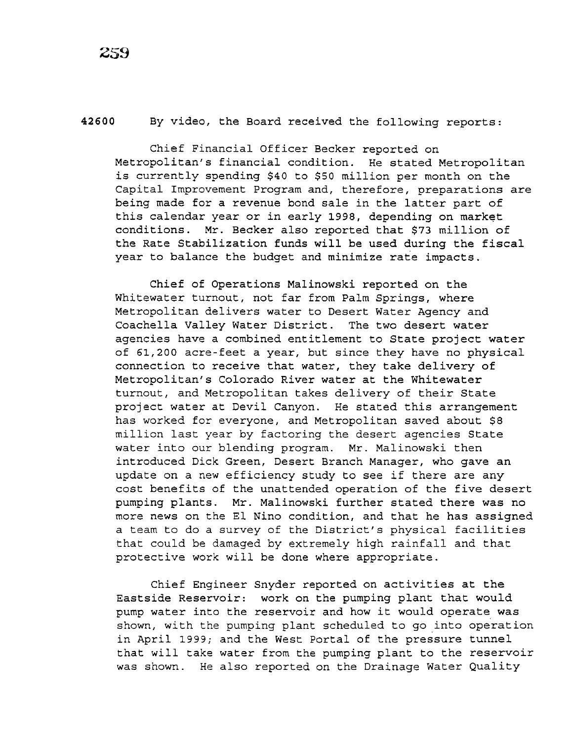**42600** By video, the Board received the following reports:

Chief Financial Officer Becker reported on Metropolitan's financial condition. He stated Metropolitan is currently spending $40 to $50 million per month on the Capital Improvement Program and, therefore, preparations are being made for a revenue bond sale in the latter part of this calendar year or in early 1998, depending on market conditions. Mr. Becker also reported that $73 million of the Rate Stabilization funds will be used during the fiscal year to balance the budget and minimize rate impacts.

Chief of Operations Malinowski reported on the Whitewater turnout, not far from Palm Springs, where Metropolitan delivers water to Desert Water Agency and Coachella Valley Water District. The two desert water agencies have a combined entitlement to State project water of 61,200 acre-feet a year, but since they have no physical connection to receive that water, they take delivery of Metropolitan's Colorado River water at the Whitewater turnout, and Metropolitan takes delivery of their State project water at Devil Canyon. He stated this arrangement has worked for everyone, and Metropolitan saved about $8 million last year by factoring the desert agencies State water into our blending program. Mr. Malinowski then introduced Dick Green, Desert Branch Manager, who gave an update on a new efficiency study to see if there are any cost benefits of the unattended operation of the five desert pumping plants. Mr. Malinowski further stated there was no more news on the El Nino condition, and that he has assigned a team to do a survey of the District's physical facilities that could be damaged by extremely high rainfall and that protective work will be done where appropriate.

Chief Engineer Snyder reported on activities at the Eastside Reservoir: work on the pumping plant that would pump water into the reservoir and how it would operate was shown, with the pumping plant scheduled to go into operation in April 1999; and the West Portal of the pressure tunnel that will take water from the pumping plant to the reservoir was shown. He also reported on the Drainage Water Quality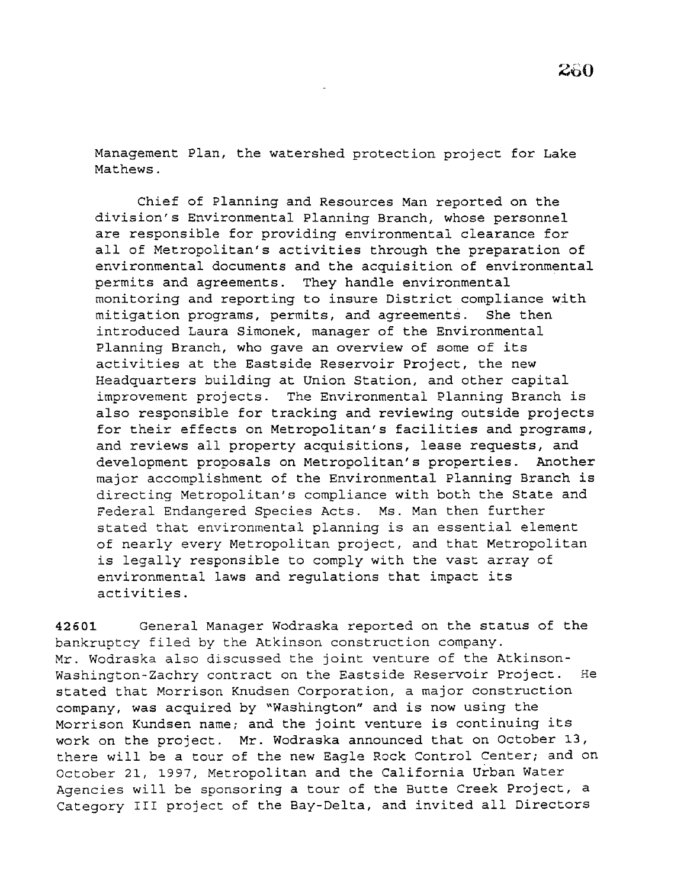Management Plan, the watershed protection project for Lake Mathews.

Chief of Planning and Resources Man reported on the division's Environmental Planning Branch, whose personnel are responsible for providing environmental clearance for all of Metropolitan's activities through the preparation of environmental documents and the acquisition of environmental permits and agreements. They handle environmental monitoring and reporting to insure District compliance with mitigation programs, permits, and agreements. She then introduced Laura Simonek, manager of the Environmental Planning Branch, who gave an overview of some of its activities at the Eastside Reservoir Project, the new Headquarters building at Union Station, and other capital improvement projects. The Environmental Planning Branch is also responsible for tracking and reviewing outside projects for their effects on Metropolitan's facilities and programs, and reviews all property acquisitions, lease requests, and development proposals on Metropolitan's properties. Another major accomplishment of the Environmental Planning Branch is directing Metropolitan's compliance with both the State and Federal Endangered Species Acts. Ms. Man then further stated that environmental planning is an essential element of nearly every Metropolitan project, and that Metropolitan is legally responsible to comply with the vast array of environmental laws and regulations that impact its activities.

**42601** General Manager Wodraska reported on the status of the bankruptcy filed by the Atkinson construction company. Mr. Wodraska also discussed the joint venture of the Atkinson-Washington-Zachry contract on the Eastside Reservoir Project. He stated that Morrison Knudsen Corporation, a major construction company, was acquired by "Washington" and is now using the Morrison Kundsen name; and the joint venture is continuing its work on the project. Mr. Wodraska announced that on October 13, there will be a tour of the new Eagle Rock Control Center; and on October 21, 1997, Metropolitan and the California Urban Water Agencies will be sponsoring a tour of the Butte Creek Project, a Category III project of the Bay-Delta, and invited all Directors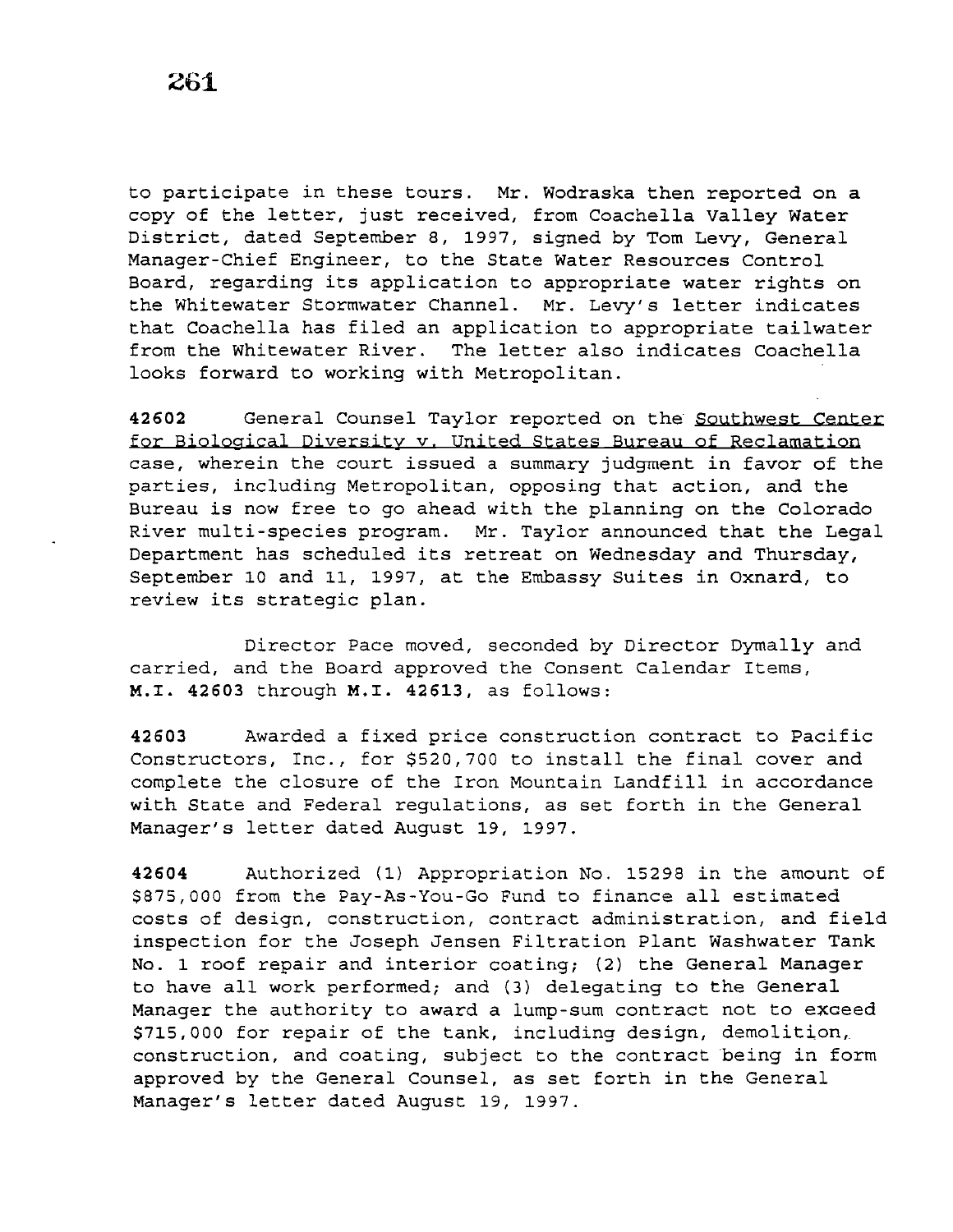to participate in these tours. Mr. Wodraska then reported on a copy of the letter, just received, from Coachella Valley Water District, dated September 8, 1997, signed by Tom Levy, General Manager-Chief Engineer, to the State Water Resources Control Board, regarding its application to appropriate water rights on the Whitewater Stormwater Channel. Mr. Levy's letter indicates that Coachella has filed an application to appropriate tailwater from the Whitewater River. The letter also indicates Coachella looks forward to working with Metropolitan.

**42602** General Counsel Taylor reported on the Southwest Center for Biological Diversity v. United States Bureau of Reclamation case, wherein the court issued a summary judgment in favor of the parties, including Metropolitan, opposing that action, and the Bureau is now free to go ahead with the planning on the Colorado River multi-species program. Mr. Taylor announced that the Legal Department has scheduled its retreat on Wednesday and Thursday, September 10 and 11, 1997, at the Embassy Suites in Oxnard, to review its strategic plan.

Director Pace moved, seconded by Director Dymally and carried, and the Board approved the Consent Calendar Items, **M.I. 42603** through **M.I. 42613**, as follows:

**42603** Awarded a fixed price construction contract to Pacific Constructors, Inc., for $520,700 to install the final cover and complete the closure of the Iron Mountain Landfill in accordance with State and Federal regulations, as set forth in the General Manager's letter dated August 19, 1997.

**42604** Authorized (1) Appropriation No. 15298 in the amount of $875,000 from the Pay-As-You-Go Fund to finance all estimated costs of design, construction, contract administration, and field inspection for the Joseph Jensen Filtration Plant Washwater Tank No. 1 roof repair and interior coating; (2) the General Manager to have all work performed; and (3) delegating to the General Manager the authority to award a lump-sum contract not to exceed $715,000 for repair of the tank, including design, demolition, construction, and coating, subject to the contract being in form approved by the General Counsel, as set forth in the General Manager's letter dated August 19, 1997.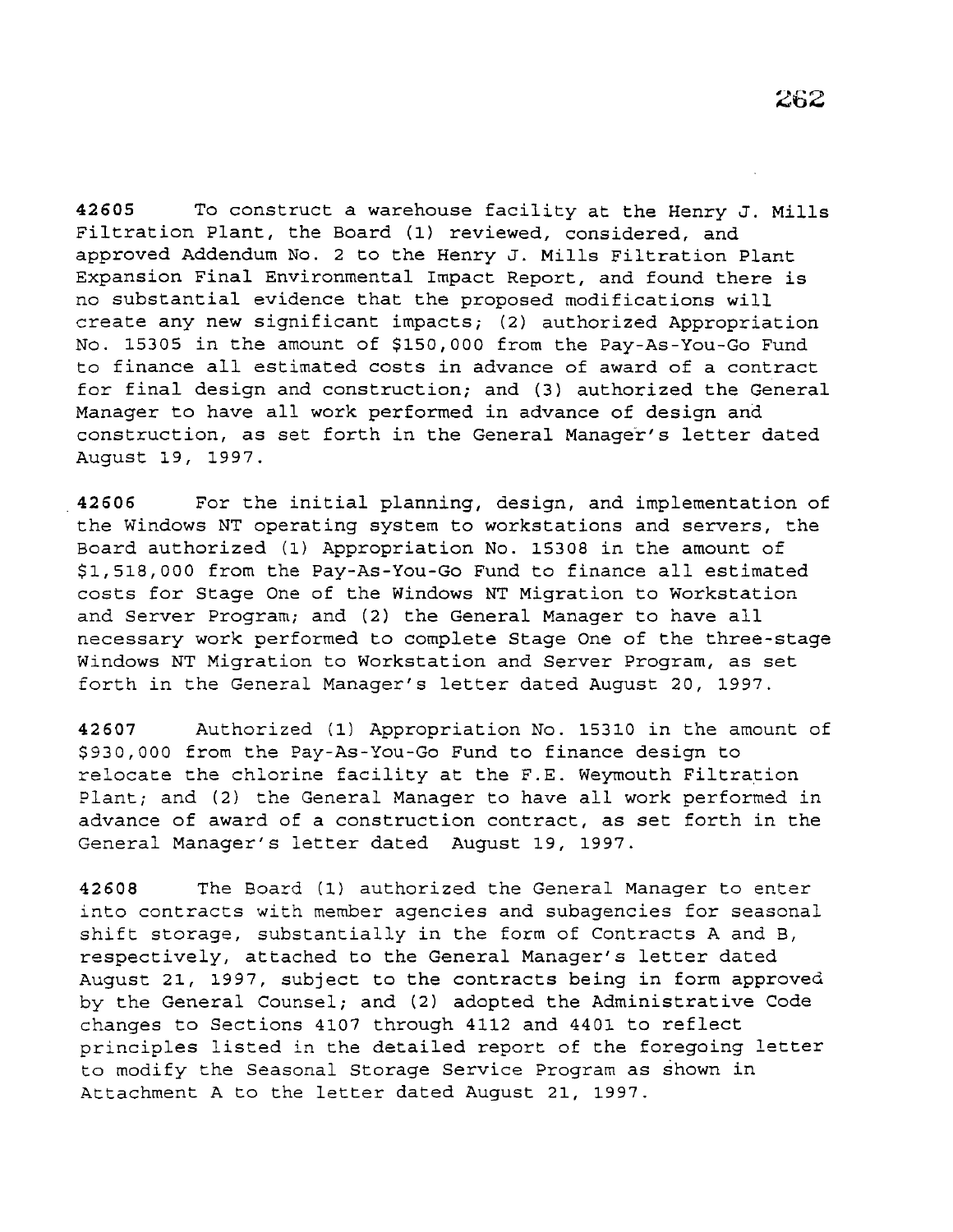**42605** To construct a warehouse facility at the Henry J. Mills Filtration Plant, the Board (1) reviewed, considered, and approved Addendum No. 2 to the Henry J. Mills Filtration Plant Expansion Final Environmental Impact Report, and found there is no substantial evidence that the proposed modifications will create any new significant impacts; (2) authorized Appropriation No. 15305 in the amount of $150,000 from the Pay-As-You-Go Fund to finance all estimated costs in advance of award of a contract for final design and construction; and (3) authorized the General Manager to have all work performed in advance of design and construction, as set forth in the General Manager's letter dated August 19, 1997.

**42606** For the initial planning, design, and implementation of the Windows NT operating system to workstations and servers, the Board authorized (1) Appropriation No. 15308 in the amount of $1,518,000 from the Pay-As-You-Go Fund to finance all estimated costs for Stage One of the Windows NT Migration to Workstation and Server Program; and (2) the General Manager to have all necessary work performed to complete Stage One of the three-stage Windows NT Migration to Workstation and Server Program, as set forth in the General Manager's letter dated August 20, 1997.

**42607** Authorized (1) Appropriation No. 15310 in the amount of $930,000 from the Pay-As-You-Go Fund to finance design to relocate the chlorine facility at the F.E. Weymouth Filtration Plant; and (2) the General Manager to have all work performed in advance of award of a construction contract, as set forth in the General Manager's letter dated August 19, 1997.

**42608** The Board (1) authorized the General Manager to enter into contracts with member agencies and subagencies for seasonal shift storage, substantially in the form of Contracts A and B, respectively, attached to the General Manager's letter dated August 21, 1997, subject to the contracts being in form approved by the General Counsel; and (2) adopted the Administrative Code changes to Sections 4107 through 4112 and 4401 to reflect principles listed in the detailed report of the foregoing letter to modify the Seasonal Storage Service Program as shown in Attachment A to the letter dated August 21, 1997.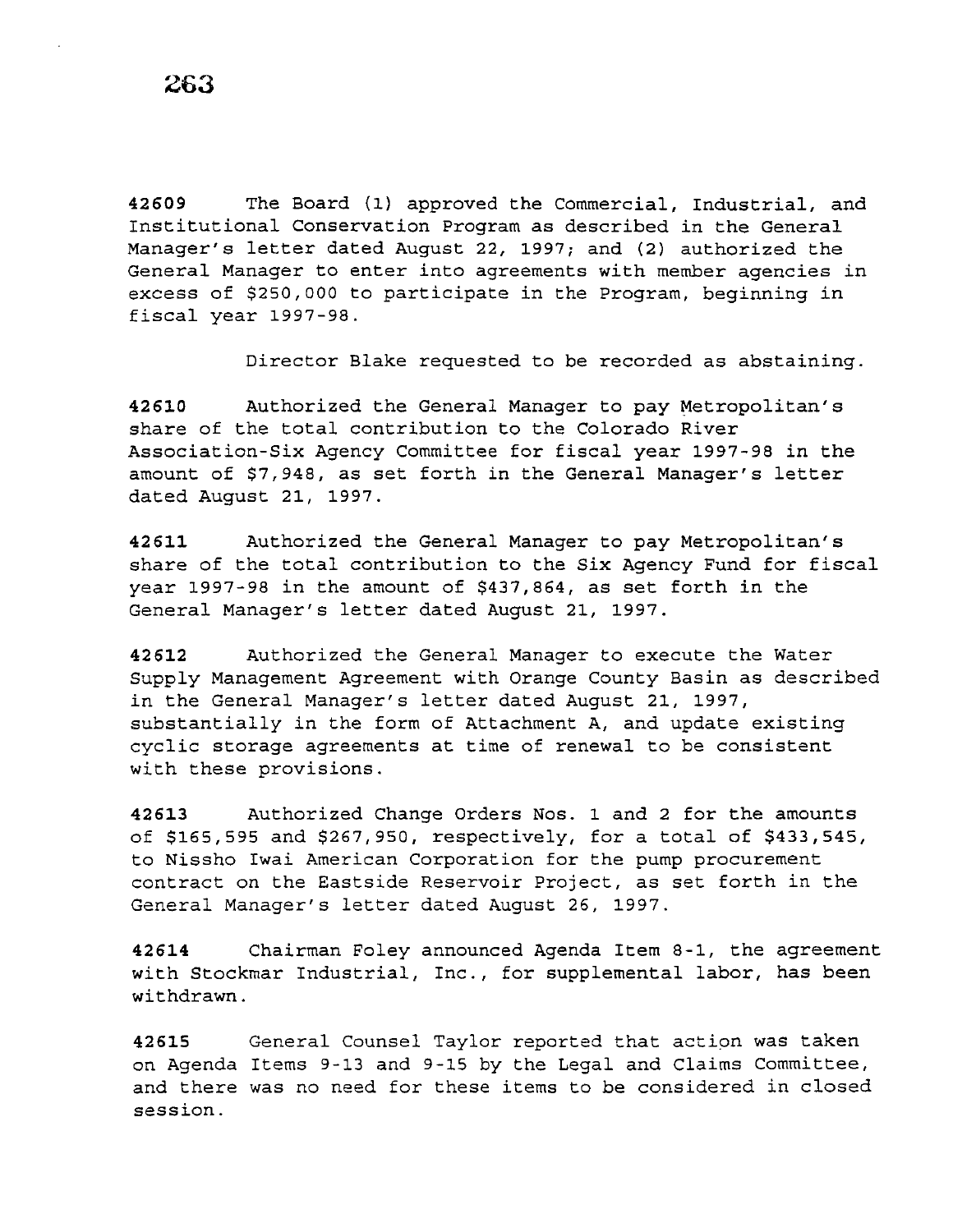**42609** The Board (1) approved the Commercial, Industrial, and Institutional Conservation Program as described in the General Manager's letter dated August 22, 1997; and (2) authorized the General Manager to enter into agreements with member agencies in excess of $250,000 to participate in the Program, beginning in fiscal year 1997-98.

Director Blake requested to be recorded as abstaining.

**42610** Authorized the General Manager to pay Metropolitan's share of the total contribution to the Colorado River Association-Six Agency Committee for fiscal year 1997-98 in the amount of $7,948, as set forth in the General Manager's letter dated August 21, 1997.

**42611** Authorized the General Manager to pay Metropolitan's share of the total contribution to the Six Agency Fund for fiscal year 1997-98 in the amount of $437,864, as set forth in the General Manager's letter dated August 21, 1997.

**42612** Authorized the General Manager to execute the Water Supply Management Agreement with Orange County Basin as described in the General Manager's letter dated August 21, 1997, substantially in the form of Attachment A, and update existing cyclic storage agreements at time of renewal to be consistent with these provisions.

**42613** Authorized Change Orders Nos. 1 and 2 for the amounts of $165,595 and $267,950, respectively, for a total of $433,545, to Nissho Iwai American Corporation for the pump procurement contract on the Eastside Reservoir Project, as set forth in the General Manager's letter dated August 26, 1997.

**42614** Chairman Foley announced Agenda Item 8-1, the agreement with Stockmar Industrial, Inc., for supplemental labor, has been withdrawn.

**42615** General Counsel Taylor reported that action was taken on Agenda Items 9-13 and 9-15 by the Legal and Claims Committee, and there was no need for these items to be considered in closed session.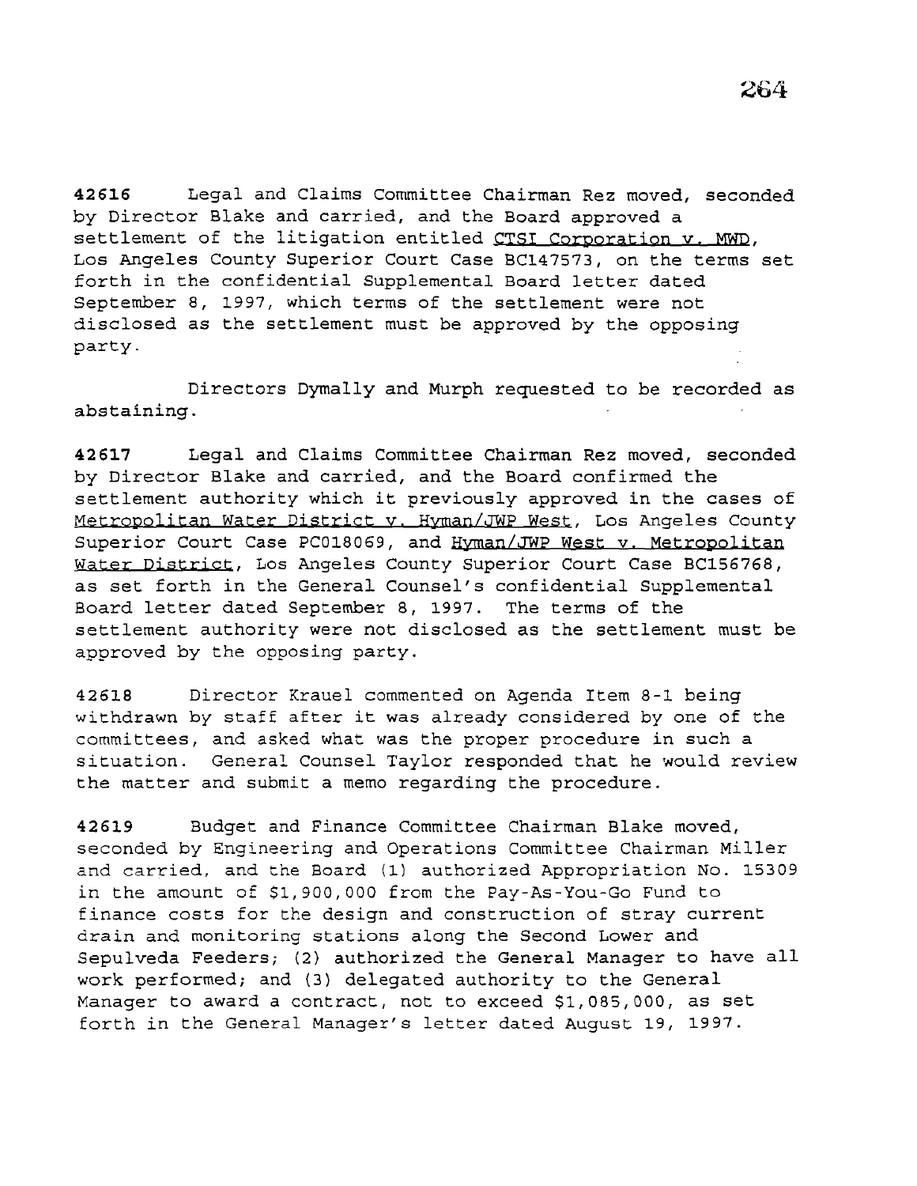**42616** Legal and Claims Committee Chairman Rez moved, seconded by Director Blake and carried, and the Board approved a settlement of the litigation entitled CTSI Corporation v. MWD, Los Angeles County Superior Court Case BC147573, on the terms set forth in the confidential Supplemental Board letter dated September 8, 1997, which terms of the settlement were not disclosed as the settlement must be approved by the opposing party.

Directors Dymally and Murph requested to be recorded as abstaining.

**42617** Legal and Claims Committee Chairman Rez moved, seconded by Director Blake and carried, and the Board confirmed the settlement authority which it previously approved in the cases of Metropolitan Water District v. Hyman/JWP West, Los Angeles County Superior Court Case PC018069, and Hyman/JWP West v. Metropolitan Water District, Los Angeles County Superior Court Case BC156768, as set forth in the General Counsel's confidential Supplemental Board letter dated September 8, 1997. The terms of the settlement authority were not disclosed as the settlement must be approved by the opposing party.

42618 Director Krauel commented on Agenda Item 8-1 being withdrawn by staff after it was already considered by one of the committees, and asked what was the proper procedure in such a situation. General Counsel Taylor responded that he would review the matter and submit a memo regarding the procedure.

**42619** Budget and Finance Committee Chairman Blake moved, seconded by Engineering and Operations Committee Chairman Miller and carried, and the Board (1) authorized Appropriation No. 15309 in the amount of $1,900,000 from the Pay-As-You-Go Fund to finance costs for the design and construction of stray current drain and monitoring stations along the Second Lower and Sepulveda Feeders; (2) authorized the General Manager to have all work performed; and (3) delegated authority to the General Manager to award a contract, not to exceed $1,085,000, as set forth in the General Manager's letter dated August 19, 1997.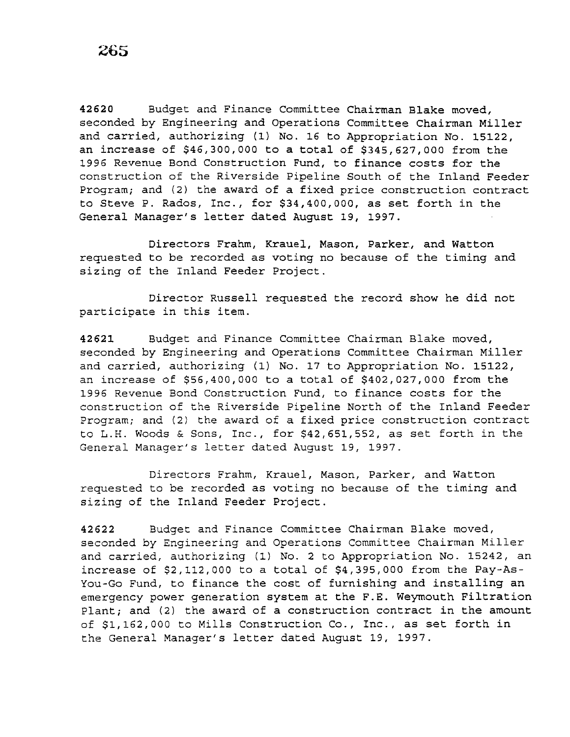**42620** Budget and Finance Committee Chairman Blake moved, seconded by Engineering and Operations Committee Chairman Miller and carried, authorizing (1) No. 16 to Appropriation No. 15122, an increase of $46,300,000 to a total of $345,627,000 from the 1996 Revenue Bond Construction Fund, to finance costs for the construction of the Riverside Pipeline South of the Inland Feeder Program; and (2) the award of a fixed price construction contract to Steve P. Rados, Inc., for $34,400,000, as set forth in the General Manager's letter dated August 19, 1997.

Directors Frahm, Krauel, Mason, Parker, and Watton requested to be recorded as voting no because of the timing and sizing of the Inland Feeder Project.

Director Russell requested the record show he did not participate in this item.

**42621** Budget and Finance Committee Chairman Blake moved, seconded by Engineering and Operations Committee Chairman Miller and carried, authorizing (1) No. 17 to Appropriation No. 15122, an increase of $56,400,000 to a total of $402,027,000 from the 1996 Revenue Bond Construction Fund, to finance costs for the construction of the Riverside Pipeline North of the Inland Feeder Program; and (2) the award of a fixed price construction contract to L.H. Woods & Sons, Inc., for $42,651,552, as set forth in the General Manager's letter dated August 19, 1997.

Directors Frahm, Krauel, Mason, Parker, and Watton requested to be recorded as voting no because of the timing and sizing of the Inland Feeder Project.

**42622** Budget and Finance Committee Chairman Blake moved, seconded by Engineering and Operations Committee Chairman Miller and carried, authorizing (1) No. 2 to Appropriation No. 15242, an increase of $2,112,000 to a total of $4,395,000 from the Pay-As-You-Go Fund, to finance the cost of furnishing and installing an emergency power generation system at the F.E. Weymouth Filtration Plant; and (2) the award of a construction contract in the amount of $1,162,000 to Mills Construction Co., Inc., as set forth in the General Manager's letter dated August 19, 1997.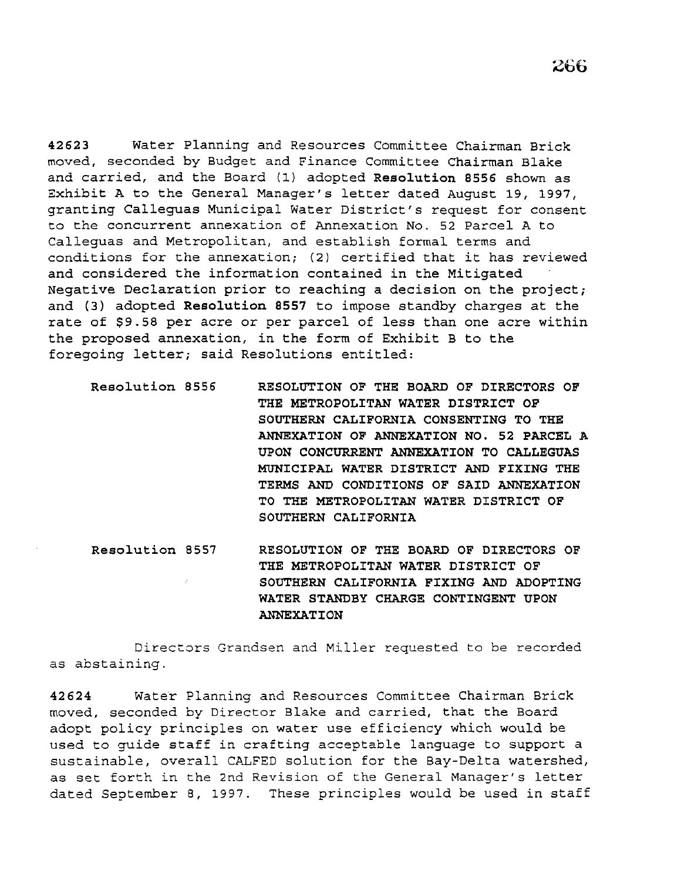**42623** Water Planning and Resources Committee Chairman Brick moved, seconded by Budget and Finance Committee Chairman Blake and carried, and the Board (1) adopted **Resolution 8556** shown as Exhibit A to the General Manager's letter dated August 19, 1997, granting Calleguas Municipal Water District's request for consent to the concurrent annexation of Annexation No. 52 Parcel A to Calleguas and Metropolitan, and establish formal terms and conditions for the annexation; (2) certified that it has reviewed and considered the information contained in the Mitigated Negative Declaration prior to reaching a decision on the project; and (3) adopted **Resolution 8557** to impose standby charges at the rate of $9.58 per acre or per parcel of less than one acre within the proposed annexation, in the form of Exhibit B to the foregoing letter; said Resolutions entitled:

**Resolution 8556** **RESOLUTION OF THE BOARD OF DIRECTORS OF THE METROPOLITAN WATER DISTRICT OF SOUTHERN CALIFORNIA CONSENTING TO THE ANNEXATION OF ANNEXATION NO. 52 PARCEL A UPON CONCURRENT ANNEXATION TO CALLEGUAS MUNICIPAL WATER DISTRICT AND FIXING THE TERMS AND CONDITIONS OF SAID ANNEXATION TO THE METROPOLITAN WATER DISTRICT OF SOUTHERN CALIFORNIA**

**Resolution 8557** **RESOLUTION OF THE BOARD OF DIRECTORS OF THE METROPOLITAN WATER DISTRICT OF SOUTHERN CALIFORNIA FIXING AND ADOPTING WATER STANDBY CHARGE CONTINGENT UPON ANNEXATION**

Directors Grandsen and Miller requested to be recorded as abstaining.

**42624** Water Planning and Resources Committee Chairman Brick moved, seconded by Director Blake and carried, that the Board adopt policy principles on water use efficiency which would be used to guide staff in crafting acceptable language to support a sustainable, overall CALFED solution for the Bay-Delta watershed, as set forth in the 2nd Revision of the General Manager's letter dated September 8, 1997. These principles would be used in staff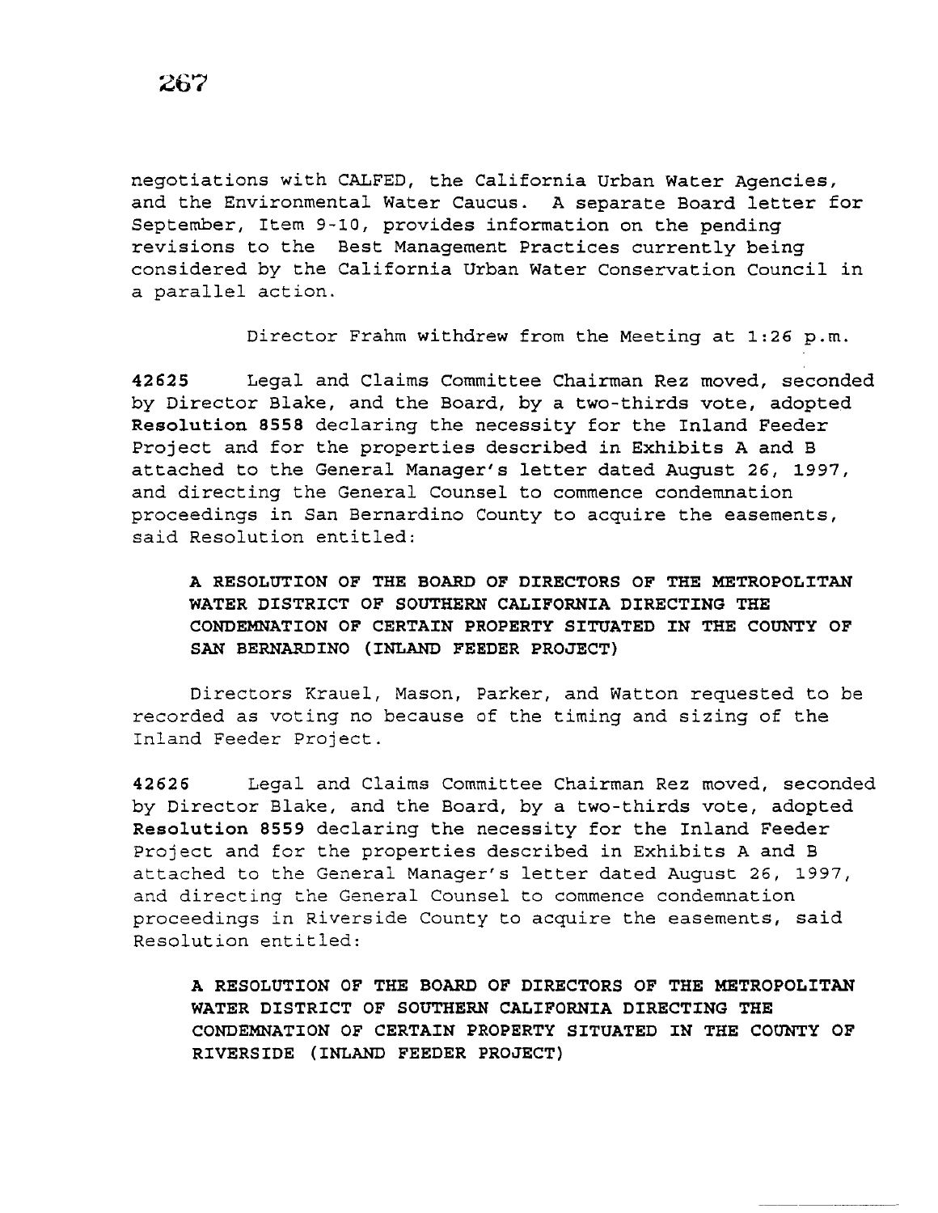negotiations with CALFED, the California Urban Water Agencies, and the Environmental Water Caucus. A separate Board letter for September, Item 9-10, provides information on the pending revisions to the Best Management Practices currently being considered by the California Urban Water Conservation Council in a parallel action.

Director Frahm withdrew from the Meeting at 1:26 p.m.

**42625** Legal and Claims Committee Chairman Rez moved, seconded by Director Blake, and the Board, by a two-thirds vote, adopted **Resolution 8558** declaring the necessity for the Inland Feeder Project and for the properties described in Exhibits A and B attached to the General Manager's letter dated August 26, 1997, and directing the General Counsel to commence condemnation proceedings in San Bernardino County to acquire the easements, said Resolution entitled:

> **A RESOLUTION OF THE BOARD OF DIRECTORS OF THE METROPOLITAN WATER DISTRICT OF SOUTHERN CALIFORNIA DIRECTING THE CONDEMNATION OF CERTAIN PROPERTY SITUATED IN THE COUNTY OF SAN BERNARDINO (INLAND FEEDER PROJECT)**

Directors Krauel, Mason, Parker, and Watton requested to be recorded as voting no because of the timing and sizing of the Inland Feeder Project.

**42626** Legal and Claims Committee Chairman Rez moved, seconded by Director Blake, and the Board, by a two-thirds vote, adopted **Resolution 8559** declaring the necessity for the Inland Feeder Project and for the properties described in Exhibits A and B attached to the General Manager's letter dated August 26, 1997, and directing the General Counsel to commence condemnation proceedings in Riverside County to acquire the easements, said Resolution entitled:

> **A RESOLUTION OF THE BOARD OF DIRECTORS OF THE METROPOLITAN WATER DISTRICT OF SOUTHERN CALIFORNIA DIRECTING THE CONDEMNATION OF CERTAIN PROPERTY SITUATED IN THE COUNTY OF RIVERSIDE (INLAND FEEDER PROJECT)**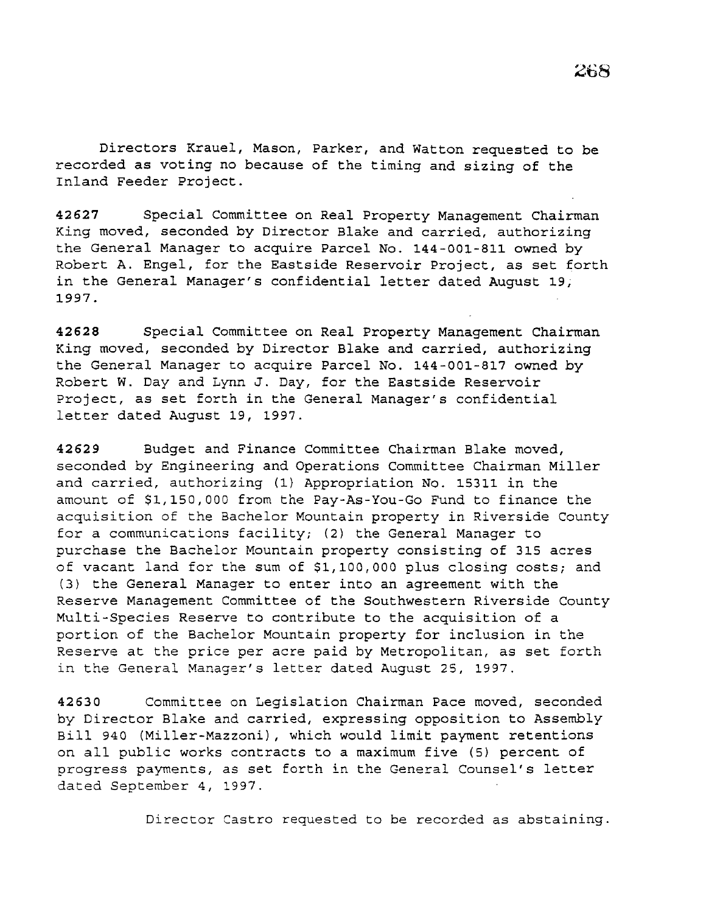Directors Krauel, Mason, Parker, and Watton requested to be recorded as voting no because of the timing and sizing of the Inland Feeder Project.

**42627** Special Committee on Real Property Management Chairman King moved, seconded by Director Blake and carried, authorizing the General Manager to acquire Parcel No. 144-001-811 owned by Robert A. Engel, for the Eastside Reservoir Project, as set forth in the General Manager's confidential letter dated August 19, 1997.

**42628** Special Committee on Real Property Management Chairman King moved, seconded by Director Blake and carried, authorizing the General Manager to acquire Parcel No. 144-001-817 owned by Robert W. Day and Lynn J. Day, for the Eastside Reservoir Project, as set forth in the General Manager's confidential letter dated August 19, 1997.

**42629** Budget and Finance Committee Chairman Blake moved, seconded by Engineering and Operations Committee Chairman Miller and carried, authorizing (1) Appropriation No. 15311 in the amount of $1,150,000 from the Pay-As-You-Go Fund to finance the acquisition of the Bachelor Mountain property in Riverside County for a communications facility; (2) the General Manager to purchase the Bachelor Mountain property consisting of 315 acres of vacant land for the sum of $1,100,000 plus closing costs; and (3) the General Manager to enter into an agreement with the Reserve Management Committee of the Southwestern Riverside County Multi-Species Reserve to contribute to the acquisition of a portion of the Bachelor Mountain property for inclusion in the Reserve at the price per acre paid by Metropolitan, as set forth in the General Manager's letter dated August 25, 1997.

**42630** Committee on Legislation Chairman Pace moved, seconded by Director Blake and carried, expressing opposition to Assembly Bill 940 (Miller-Mazzoni), which would limit payment retentions on all public works contracts to a maximum five (5) percent of progress payments, as set forth in the General Counsel's letter dated September 4, 1997.

Director Castro requested to be recorded as abstaining.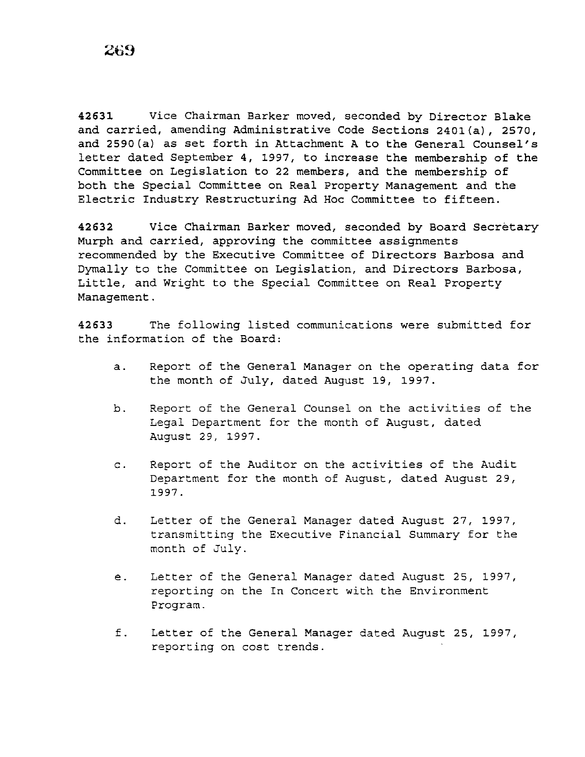**42631** Vice Chairman Barker moved, seconded by Director Blake and carried, amending Administrative Code Sections 2401(a), 2570, and 2590(a) as set forth in Attachment A to the General Counsel's letter dated September 4, 1997, to increase the membership of the Committee on Legislation to 22 members, and the membership of both the Special Committee on Real Property Management and the Electric Industry Restructuring Ad Hoc Committee to fifteen.

**42632** Vice Chairman Barker moved, seconded by Board Secretary Murph and carried, approving the committee assignments recommended by the Executive Committee of Directors Barbosa and Dymally to the Committee on Legislation, and Directors Barbosa, Little, and Wright to the Special Committee on Real Property Management.

**42633** The following listed communications were submitted for the information of the Board:

a. Report of the General Manager on the operating data for the month of July, dated August 19, 1997.

b. Report of the General Counsel on the activities of the Legal Department for the month of August, dated August 29, 1997.

c. Report of the Auditor on the activities of the Audit Department for the month of August, dated August 29, 1997.

d. Letter of the General Manager dated August 27, 1997, transmitting the Executive Financial Summary for the month of July.

e. Letter of the General Manager dated August 25, 1997, reporting on the In Concert with the Environment Program.

f. Letter of the General Manager dated August 25, 1997, reporting on cost trends.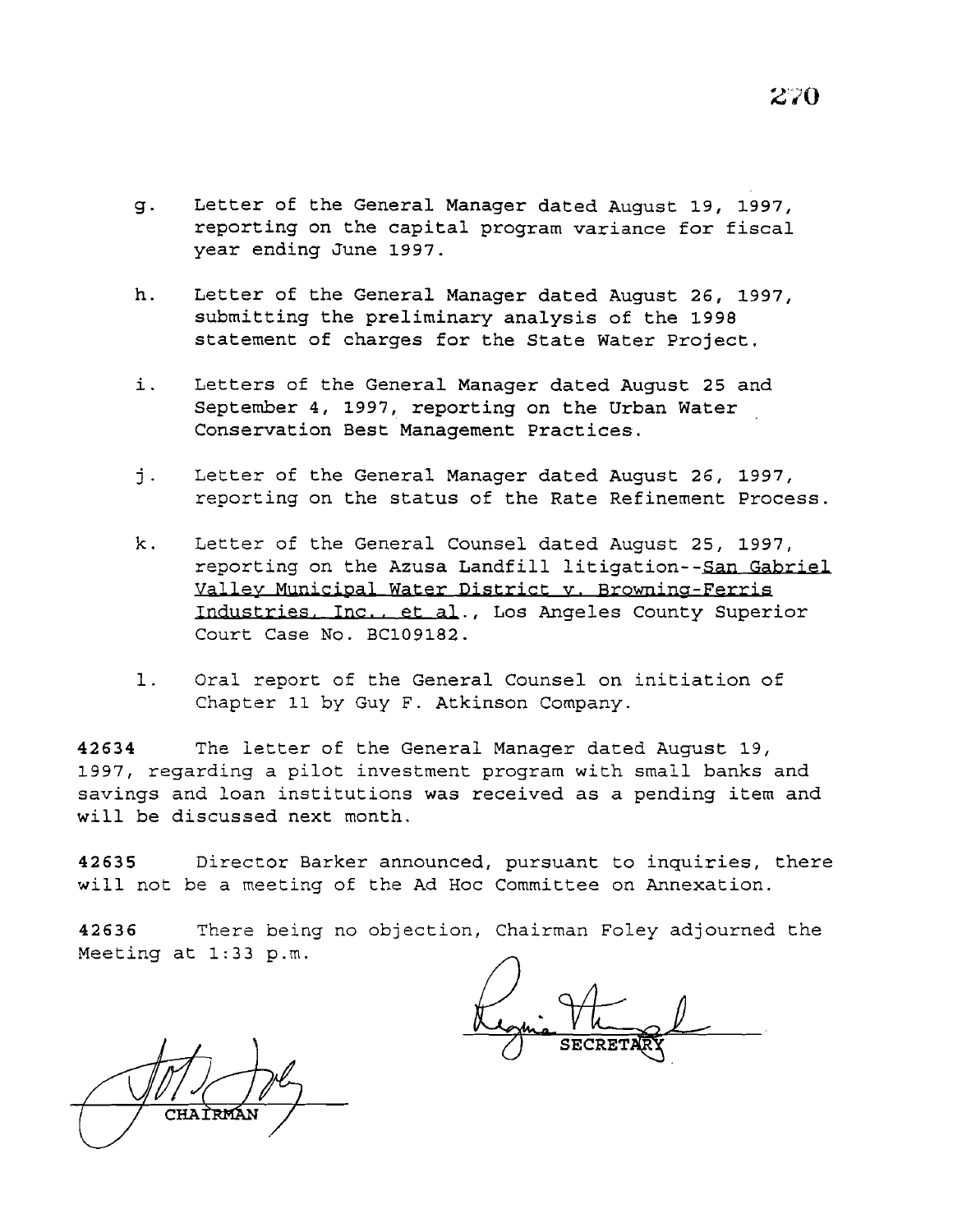g. Letter of the General Manager dated August 19, 1997, reporting on the capital program variance for fiscal year ending June 1997.

h. Letter of the General Manager dated August 26, 1997, submitting the preliminary analysis of the 1998 statement of charges for the State Water Project.

i. Letters of the General Manager dated August 25 and September 4, 1997, reporting on the Urban Water Conservation Best Management Practices.

j. Letter of the General Manager dated August 26, 1997, reporting on the status of the Rate Refinement Process.

k. Letter of the General Counsel dated August 25, 1997, reporting on the Azusa Landfill litigation--San Gabriel Valley Municipal Water District v. Browning-Ferris Industries, Inc., et al., Los Angeles County Superior Court Case No. BC109182.

l. Oral report of the General Counsel on initiation of Chapter 11 by Guy F. Atkinson Company.

**42634** The letter of the General Manager dated August 19, 1997, regarding a pilot investment program with small banks and savings and loan institutions was received as a pending item and will be discussed next month.

**42635** Director Barker announced, pursuant to inquiries, there will not be a meeting of the Ad Hoc Committee on Annexation.

**42636** There being no objection, Chairman Foley adjourned the Meeting at 1:33 p.m.

SECRETARY

CHAIRMAN